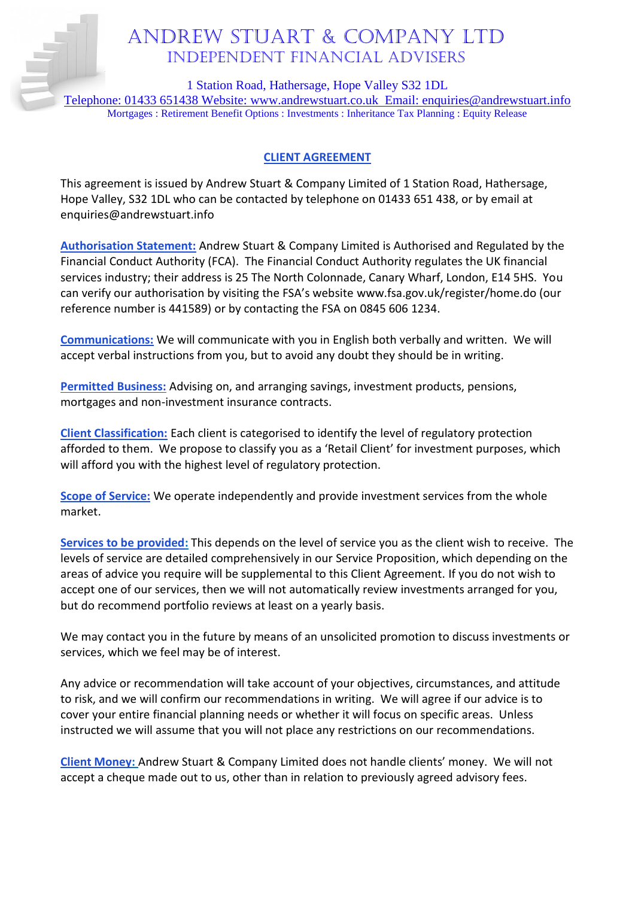# ANDREW STUART & COMPANY LTD

## INDEPENDENT FINANCIAL ADVISERS

1 Station Road, Hathersage, Hope Valley S32 1DL
Telephone: 01433 651438 Website: www.andrewstuart.co.uk Email: enquiries@andrewstuart.info
Mortgages : Retirement Benefit Options : Investments : Inheritance Tax Planning : Equity Release

## CLIENT AGREEMENT

This agreement is issued by Andrew Stuart & Company Limited of 1 Station Road, Hathersage, Hope Valley, S32 1DL who can be contacted by telephone on 01433 651 438, or by email at enquiries@andrewstuart.info

**Authorisation Statement:** Andrew Stuart & Company Limited is Authorised and Regulated by the Financial Conduct Authority (FCA). The Financial Conduct Authority regulates the UK financial services industry; their address is 25 The North Colonnade, Canary Wharf, London, E14 5HS. You can verify our authorisation by visiting the FSA's website www.fsa.gov.uk/register/home.do (our reference number is 441589) or by contacting the FSA on 0845 606 1234.

**Communications:** We will communicate with you in English both verbally and written. We will accept verbal instructions from you, but to avoid any doubt they should be in writing.

**Permitted Business:** Advising on, and arranging savings, investment products, pensions, mortgages and non-investment insurance contracts.

**Client Classification:** Each client is categorised to identify the level of regulatory protection afforded to them. We propose to classify you as a 'Retail Client' for investment purposes, which will afford you with the highest level of regulatory protection.

**Scope of Service:** We operate independently and provide investment services from the whole market.

**Services to be provided:** This depends on the level of service you as the client wish to receive. The levels of service are detailed comprehensively in our Service Proposition, which depending on the areas of advice you require will be supplemental to this Client Agreement. If you do not wish to accept one of our services, then we will not automatically review investments arranged for you, but do recommend portfolio reviews at least on a yearly basis.

We may contact you in the future by means of an unsolicited promotion to discuss investments or services, which we feel may be of interest.

Any advice or recommendation will take account of your objectives, circumstances, and attitude to risk, and we will confirm our recommendations in writing. We will agree if our advice is to cover your entire financial planning needs or whether it will focus on specific areas. Unless instructed we will assume that you will not place any restrictions on our recommendations.

**Client Money:** Andrew Stuart & Company Limited does not handle clients' money. We will not accept a cheque made out to us, other than in relation to previously agreed advisory fees.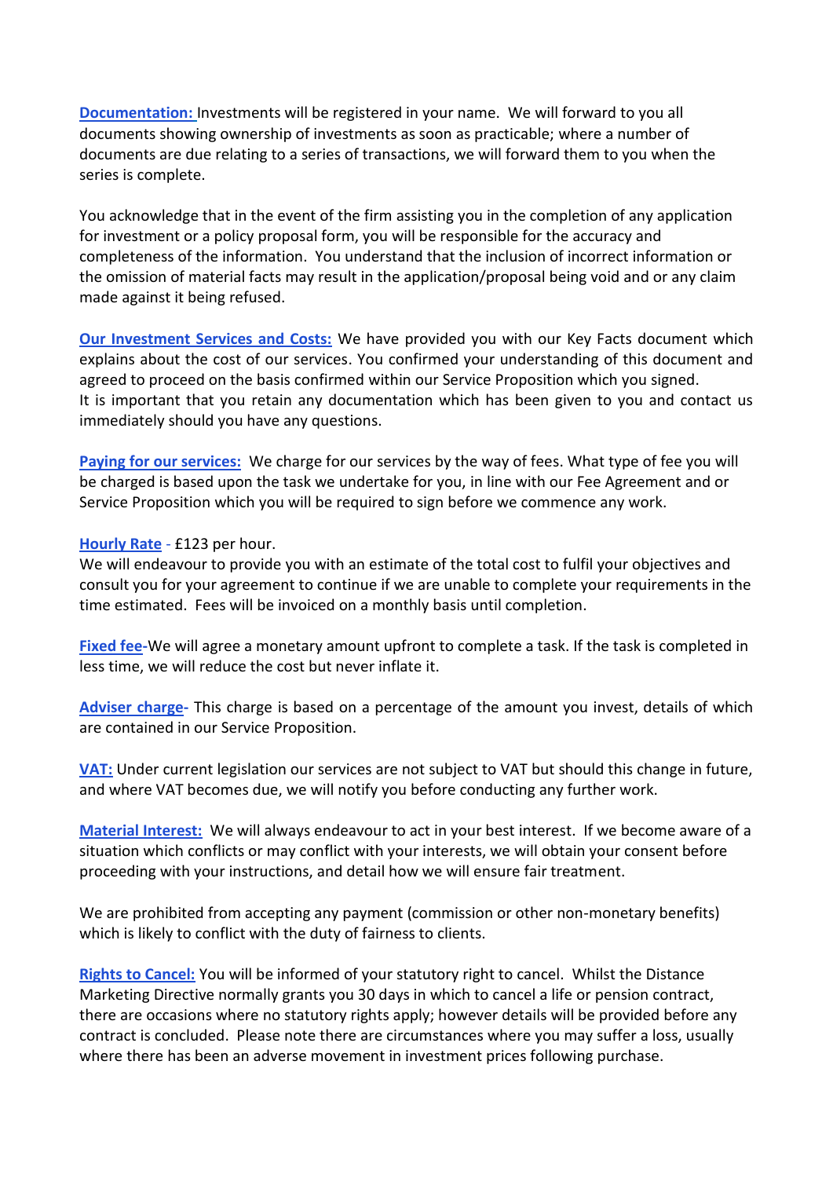**Documentation:** Investments will be registered in your name. We will forward to you all documents showing ownership of investments as soon as practicable; where a number of documents are due relating to a series of transactions, we will forward them to you when the series is complete.

You acknowledge that in the event of the firm assisting you in the completion of any application for investment or a policy proposal form, you will be responsible for the accuracy and completeness of the information. You understand that the inclusion of incorrect information or the omission of material facts may result in the application/proposal being void and or any claim made against it being refused.

**Our Investment Services and Costs:** We have provided you with our Key Facts document which explains about the cost of our services. You confirmed your understanding of this document and agreed to proceed on the basis confirmed within our Service Proposition which you signed. It is important that you retain any documentation which has been given to you and contact us immediately should you have any questions.

**Paying for our services:** We charge for our services by the way of fees. What type of fee you will be charged is based upon the task we undertake for you, in line with our Fee Agreement and or Service Proposition which you will be required to sign before we commence any work.

**Hourly Rate** - £123 per hour.
We will endeavour to provide you with an estimate of the total cost to fulfil your objectives and consult you for your agreement to continue if we are unable to complete your requirements in the time estimated. Fees will be invoiced on a monthly basis until completion.

**Fixed fee**-We will agree a monetary amount upfront to complete a task. If the task is completed in less time, we will reduce the cost but never inflate it.

**Adviser charge**- This charge is based on a percentage of the amount you invest, details of which are contained in our Service Proposition.

**VAT:** Under current legislation our services are not subject to VAT but should this change in future, and where VAT becomes due, we will notify you before conducting any further work.

**Material Interest:** We will always endeavour to act in your best interest. If we become aware of a situation which conflicts or may conflict with your interests, we will obtain your consent before proceeding with your instructions, and detail how we will ensure fair treatment.

We are prohibited from accepting any payment (commission or other non-monetary benefits) which is likely to conflict with the duty of fairness to clients.

**Rights to Cancel:** You will be informed of your statutory right to cancel. Whilst the Distance Marketing Directive normally grants you 30 days in which to cancel a life or pension contract, there are occasions where no statutory rights apply; however details will be provided before any contract is concluded. Please note there are circumstances where you may suffer a loss, usually where there has been an adverse movement in investment prices following purchase.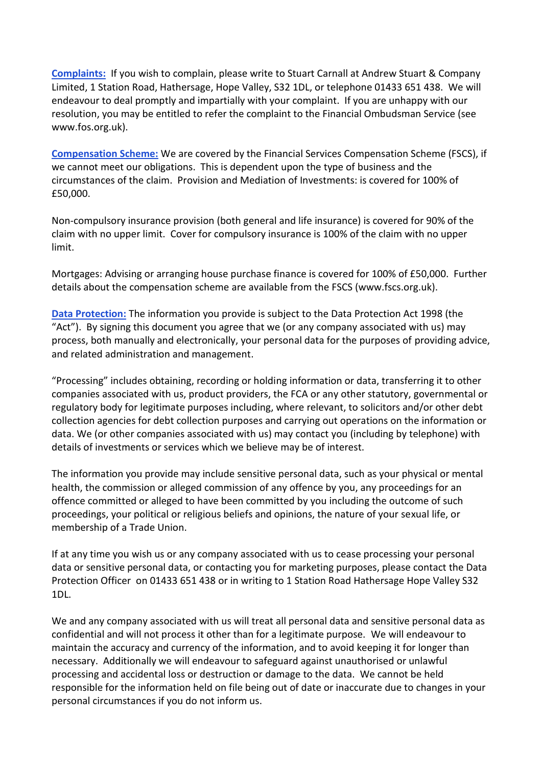**Complaints:** If you wish to complain, please write to Stuart Carnall at Andrew Stuart & Company Limited, 1 Station Road, Hathersage, Hope Valley, S32 1DL, or telephone 01433 651 438. We will endeavour to deal promptly and impartially with your complaint. If you are unhappy with our resolution, you may be entitled to refer the complaint to the Financial Ombudsman Service (see www.fos.org.uk).

**Compensation Scheme:** We are covered by the Financial Services Compensation Scheme (FSCS), if we cannot meet our obligations. This is dependent upon the type of business and the circumstances of the claim. Provision and Mediation of Investments: is covered for 100% of £50,000.

Non-compulsory insurance provision (both general and life insurance) is covered for 90% of the claim with no upper limit. Cover for compulsory insurance is 100% of the claim with no upper limit.

Mortgages: Advising or arranging house purchase finance is covered for 100% of £50,000. Further details about the compensation scheme are available from the FSCS (www.fscs.org.uk).

**Data Protection:** The information you provide is subject to the Data Protection Act 1998 (the "Act"). By signing this document you agree that we (or any company associated with us) may process, both manually and electronically, your personal data for the purposes of providing advice, and related administration and management.

"Processing" includes obtaining, recording or holding information or data, transferring it to other companies associated with us, product providers, the FCA or any other statutory, governmental or regulatory body for legitimate purposes including, where relevant, to solicitors and/or other debt collection agencies for debt collection purposes and carrying out operations on the information or data. We (or other companies associated with us) may contact you (including by telephone) with details of investments or services which we believe may be of interest.

The information you provide may include sensitive personal data, such as your physical or mental health, the commission or alleged commission of any offence by you, any proceedings for an offence committed or alleged to have been committed by you including the outcome of such proceedings, your political or religious beliefs and opinions, the nature of your sexual life, or membership of a Trade Union.

If at any time you wish us or any company associated with us to cease processing your personal data or sensitive personal data, or contacting you for marketing purposes, please contact the Data Protection Officer on 01433 651 438 or in writing to 1 Station Road Hathersage Hope Valley S32 1DL.

We and any company associated with us will treat all personal data and sensitive personal data as confidential and will not process it other than for a legitimate purpose. We will endeavour to maintain the accuracy and currency of the information, and to avoid keeping it for longer than necessary. Additionally we will endeavour to safeguard against unauthorised or unlawful processing and accidental loss or destruction or damage to the data. We cannot be held responsible for the information held on file being out of date or inaccurate due to changes in your personal circumstances if you do not inform us.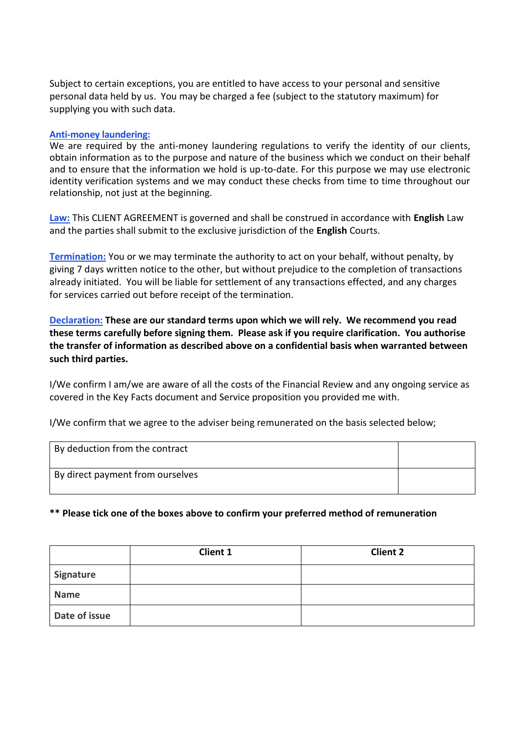Subject to certain exceptions, you are entitled to have access to your personal and sensitive personal data held by us. You may be charged a fee (subject to the statutory maximum) for supplying you with such data.

**Anti-money laundering:**
We are required by the anti-money laundering regulations to verify the identity of our clients, obtain information as to the purpose and nature of the business which we conduct on their behalf and to ensure that the information we hold is up-to-date. For this purpose we may use electronic identity verification systems and we may conduct these checks from time to time throughout our relationship, not just at the beginning.

**Law:** This CLIENT AGREEMENT is governed and shall be construed in accordance with **English** Law and the parties shall submit to the exclusive jurisdiction of the **English** Courts.

**Termination:** You or we may terminate the authority to act on your behalf, without penalty, by giving 7 days written notice to the other, but without prejudice to the completion of transactions already initiated. You will be liable for settlement of any transactions effected, and any charges for services carried out before receipt of the termination.

**Declaration:** **These are our standard terms upon which we will rely. We recommend you read these terms carefully before signing them. Please ask if you require clarification. You authorise the transfer of information as described above on a confidential basis when warranted between such third parties.**

I/We confirm I am/we are aware of all the costs of the Financial Review and any ongoing service as covered in the Key Facts document and Service proposition you provided me with.

I/We confirm that we agree to the adviser being remunerated on the basis selected below;

| | |
|---|---|
| By deduction from the contract | |
| By direct payment from ourselves | |

**\*\* Please tick one of the boxes above to confirm your preferred method of remuneration**

| | Client 1 | Client 2 |
|---|---|---|
| **Signature** | | |
| **Name** | | |
| **Date of issue** | | |